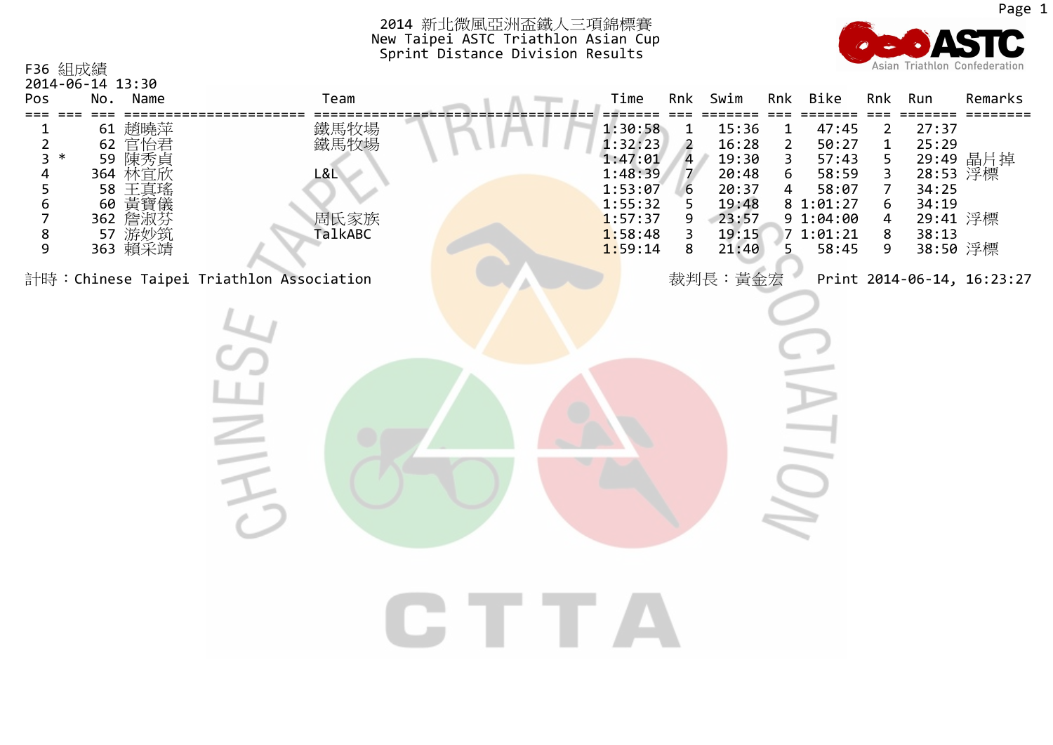# 2014 新北微風亞洲盃鐵人三項錦標賽
# New Taipei ASTC Triathlon Asian Cup
## Sprint Distance Division Results

F36 組成績
2014-06-14 13:30

| Pos | | No. | Name | Team | Time | Rnk | Swim | Rnk | Bike | Rnk | Run | Remarks |
|---|---|---|---|---|---|---|---|---|---|---|---|---|
| 1 | | 61 | 趙曉萍 | 鐵馬牧場 | 1:30:58 | 1 | 15:36 | 1 | 47:45 | 2 | 27:37 | |
| 2 | | 62 | 官怡君 | 鐵馬牧場 | 1:32:23 | 2 | 16:28 | 2 | 50:27 | 1 | 25:29 | |
| 3 | * | 59 | 陳秀貞 | | 1:47:01 | 4 | 19:30 | 3 | 57:43 | 5 | 29:49 | 晶片掉 |
| 4 | | 364 | 林宜欣 | L&L | 1:48:39 | 7 | 20:48 | 6 | 58:59 | 3 | 28:53 | 浮標 |
| 5 | | 58 | 王真瑤 | | 1:53:07 | 6 | 20:37 | 4 | 58:07 | 7 | 34:25 | |
| 6 | | 60 | 黃寶儀 | | 1:55:32 | 5 | 19:48 | 8 | 1:01:27 | 6 | 34:19 | |
| 7 | | 362 | 詹淑芬 | 周氏家族 | 1:57:37 | 9 | 23:57 | 9 | 1:04:00 | 4 | 29:41 | 浮標 |
| 8 | | 57 | 游妙筑 | TalkABC | 1:58:48 | 3 | 19:15 | 7 | 1:01:21 | 8 | 38:13 | |
| 9 | | 363 | 賴采靖 | | 1:59:14 | 8 | 21:40 | 5 | 58:45 | 9 | 38:50 | 浮標 |

計時：Chinese Taipei Triathlon Association　　裁判長：黃金宏　　Print 2014-06-14, 16:23:27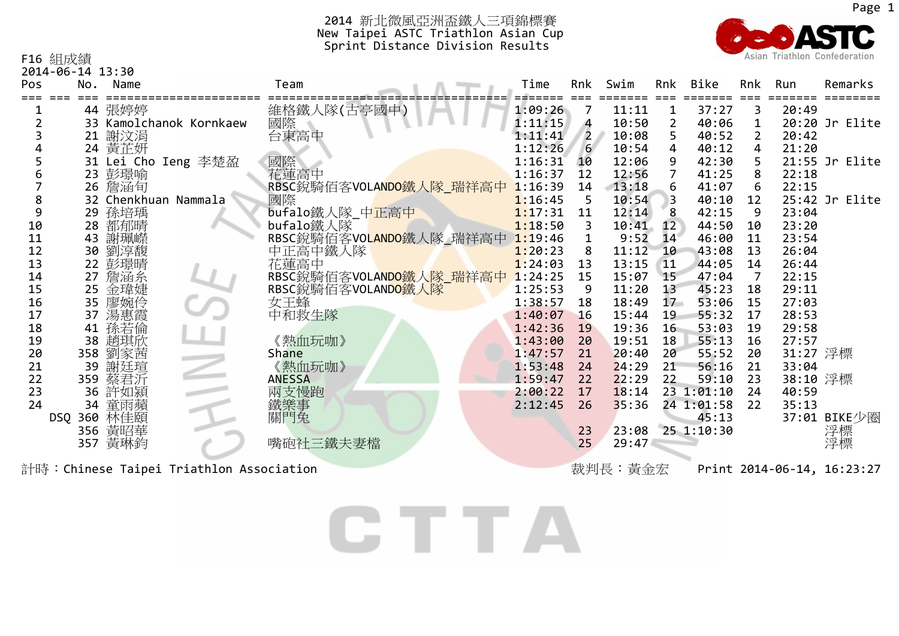# 2014 新北微風亞洲盃鐵人三項錦標賽

## New Taipei ASTC Triathlon Asian Cup

### Sprint Distance Division Results

F16 組成績
2014-06-14 13:30

| Pos | No. | Name | Team | Time | Rnk | Swim | Rnk | Bike | Rnk | Run | Remarks |
|---|---|---|---|---|---|---|---|---|---|---|---|
| 1 | 44 | 張婷婷 | 維格鐵人隊(古亭國中) | 1:09:26 | 7 | 11:11 | 1 | 37:27 | 3 | 20:49 | |
| 2 | 33 | Kamolchanok Kornkaew | 國際 | 1:11:15 | 4 | 10:50 | 2 | 40:06 | 1 | 20:20 | Jr Elite |
| 3 | 21 | 謝汶涓 | 台東高中 | 1:11:41 | 2 | 10:08 | 5 | 40:52 | 2 | 20:42 | |
| 4 | 24 | 黃芷妍 | | 1:12:26 | 6 | 10:54 | 4 | 40:12 | 4 | 21:20 | |
| 5 | 31 | Lei Cho Ieng 李楚盈 | 國際 | 1:16:31 | 10 | 12:06 | 9 | 42:30 | 5 | 21:55 | Jr Elite |
| 6 | 23 | 彭璟喻 | 花蓮高中 | 1:16:37 | 12 | 12:56 | 7 | 41:25 | 8 | 22:18 | |
| 7 | 26 | 詹涵旬 | RBSC銳騎佰客VOLANDO鐵人隊_瑞祥高中 | 1:16:39 | 14 | 13:18 | 6 | 41:07 | 6 | 22:15 | |
| 8 | 32 | Chenkhuan Nammala | 國際 | 1:16:45 | 5 | 10:54 | 3 | 40:10 | 12 | 25:42 | Jr Elite |
| 9 | 29 | 孫培瑀 | bufalo鐵人隊_中正高中 | 1:17:31 | 11 | 12:14 | 8 | 42:15 | 9 | 23:04 | |
| 10 | 28 | 都郁晴 | bufalo鐵人隊 | 1:18:50 | 3 | 10:41 | 12 | 44:50 | 10 | 23:20 | |
| 11 | 43 | 謝珮嶸 | RBSC銳騎佰客VOLANDO鐵人隊_瑞祥高中 | 1:19:46 | 1 | 9:52 | 14 | 46:00 | 11 | 23:54 | |
| 12 | 30 | 劉淳馥 | 中正高中鐵人隊 | 1:20:23 | 8 | 11:12 | 10 | 43:08 | 13 | 26:04 | |
| 13 | 22 | 彭璟晴 | 花蓮高中 | 1:24:03 | 13 | 13:15 | 11 | 44:05 | 14 | 26:44 | |
| 14 | 27 | 詹涵糸 | RBSC銳騎佰客VOLANDO鐵人隊_瑞祥高中 | 1:24:25 | 15 | 15:07 | 15 | 47:04 | 7 | 22:15 | |
| 15 | 25 | 金瑋婕 | RBSC銳騎佰客VOLANDO鐵人隊 | 1:25:53 | 9 | 11:20 | 13 | 45:23 | 18 | 29:11 | |
| 16 | 35 | 廖婉伶 | 女王蜂 | 1:38:57 | 18 | 18:49 | 17 | 53:06 | 15 | 27:03 | |
| 17 | 37 | 湯惠霞 | 中和救生隊 | 1:40:07 | 16 | 15:44 | 19 | 55:32 | 17 | 28:53 | |
| 18 | 41 | 孫若倫 | | 1:42:36 | 19 | 19:36 | 16 | 53:03 | 19 | 29:58 | |
| 19 | 38 | 趙琪欣 | 《熱血玩咖》 | 1:43:00 | 20 | 19:51 | 18 | 55:13 | 16 | 27:57 | |
| 20 | 358 | 劉家茜 | Shane | 1:47:57 | 21 | 20:40 | 20 | 55:52 | 20 | 31:27 | 浮標 |
| 21 | 39 | 謝廷瑄 | 《熱血玩咖》 | 1:53:48 | 24 | 24:29 | 21 | 56:16 | 21 | 33:04 | |
| 22 | 359 | 蔡君沂 | ANESSA | 1:59:47 | 22 | 22:29 | 22 | 59:10 | 23 | 38:10 | 浮標 |
| 23 | 36 | 許如潁 | 兩支慢跑 | 2:00:22 | 17 | 18:14 | 23 | 1:01:10 | 24 | 40:59 | |
| 24 | 34 | 童雨蘋 | 鐵樂事 | 2:12:45 | 26 | 35:36 | 24 | 1:01:58 | 22 | 35:13 | |
| DSQ | 360 | 林佳頤 | 關門兔 | | | | | 45:13 | | 37:01 | BIKE少圈 |
| | 356 | 黃昭華 | | | 23 | 23:08 | 25 | 1:10:30 | | | 浮標 |
| | 357 | 黃琳鈞 | 嘴砲社三鐵夫妻檔 | | 25 | 29:47 | | | | | 浮標 |

計時：Chinese Taipei Triathlon Association　　裁判長：黃金宏　　Print 2014-06-14, 16:23:27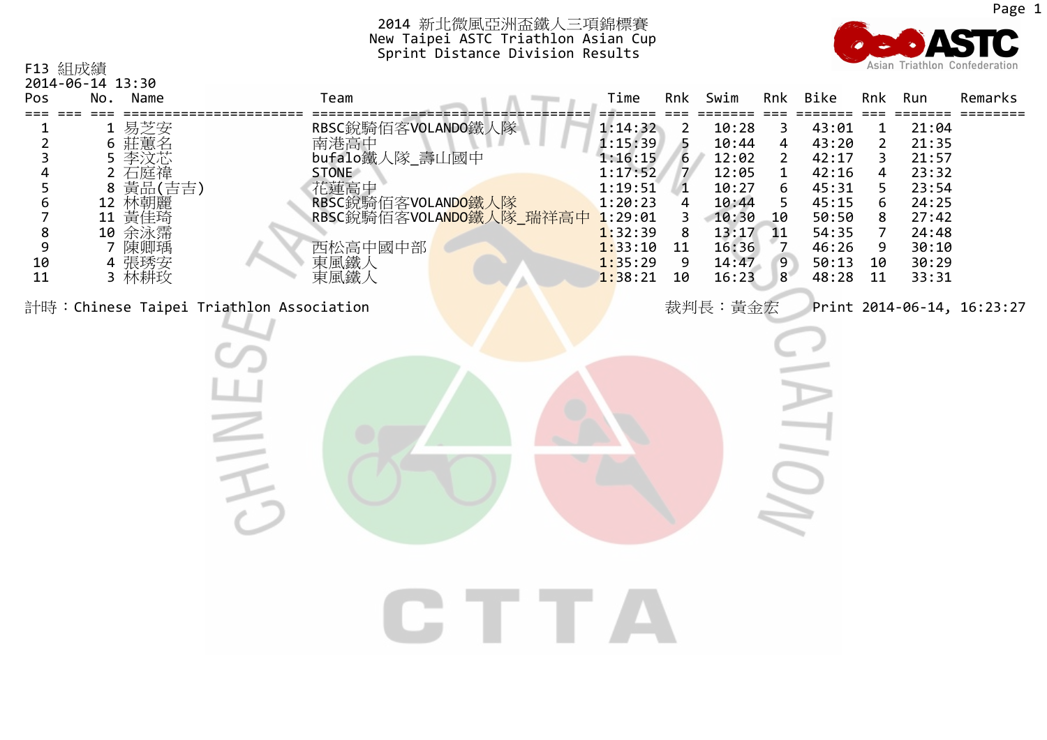# 2014 新北微風亞洲盃鐵人三項錦標賽

## New Taipei ASTC Triathlon Asian Cup

### Sprint Distance Division Results

F13 組成績
2014-06-14 13:30

| Pos | No. | Name | Team | Time | Rnk | Swim | Rnk | Bike | Rnk | Run | Remarks |
|---|---|---|---|---|---|---|---|---|---|---|---|
| 1 | 1 | 易芝安 | RBSC銳騎佰客VOLANDO鐵人隊 | 1:14:32 | 2 | 10:28 | 3 | 43:01 | 1 | 21:04 | |
| 2 | 6 | 莊蕙名 | 南港高中 | 1:15:39 | 5 | 10:44 | 4 | 43:20 | 2 | 21:35 | |
| 3 | 5 | 李汶芯 | bufalo鐵人隊_壽山國中 | 1:16:15 | 6 | 12:02 | 2 | 42:17 | 3 | 21:57 | |
| 4 | 2 | 石庭禕 | STONE | 1:17:52 | 7 | 12:05 | 1 | 42:16 | 4 | 23:32 | |
| 5 | 8 | 黃品(吉吉) | 花蓮高中 | 1:19:51 | 1 | 10:27 | 6 | 45:31 | 5 | 23:54 | |
| 6 | 12 | 林朝麗 | RBSC銳騎佰客VOLANDO鐵人隊 | 1:20:23 | 4 | 10:44 | 5 | 45:15 | 6 | 24:25 | |
| 7 | 11 | 黃佳琦 | RBSC銳騎佰客VOLANDO鐵人隊_瑞祥高中 | 1:29:01 | 3 | 10:30 | 10 | 50:50 | 8 | 27:42 | |
| 8 | 10 | 余泳霈 | | 1:32:39 | 8 | 13:17 | 11 | 54:35 | 7 | 24:48 | |
| 9 | 7 | 陳卿瑀 | 西松高中國中部 | 1:33:10 | 11 | 16:36 | 7 | 46:26 | 9 | 30:10 | |
| 10 | 4 | 張琇安 | 東風鐵人 | 1:35:29 | 9 | 14:47 | 9 | 50:13 | 10 | 30:29 | |
| 11 | 3 | 林耕玟 | 東風鐵人 | 1:38:21 | 10 | 16:23 | 8 | 48:28 | 11 | 33:31 | |

計時：Chinese Taipei Triathlon Association　　裁判長：黃金宏　　Print 2014-06-14, 16:23:27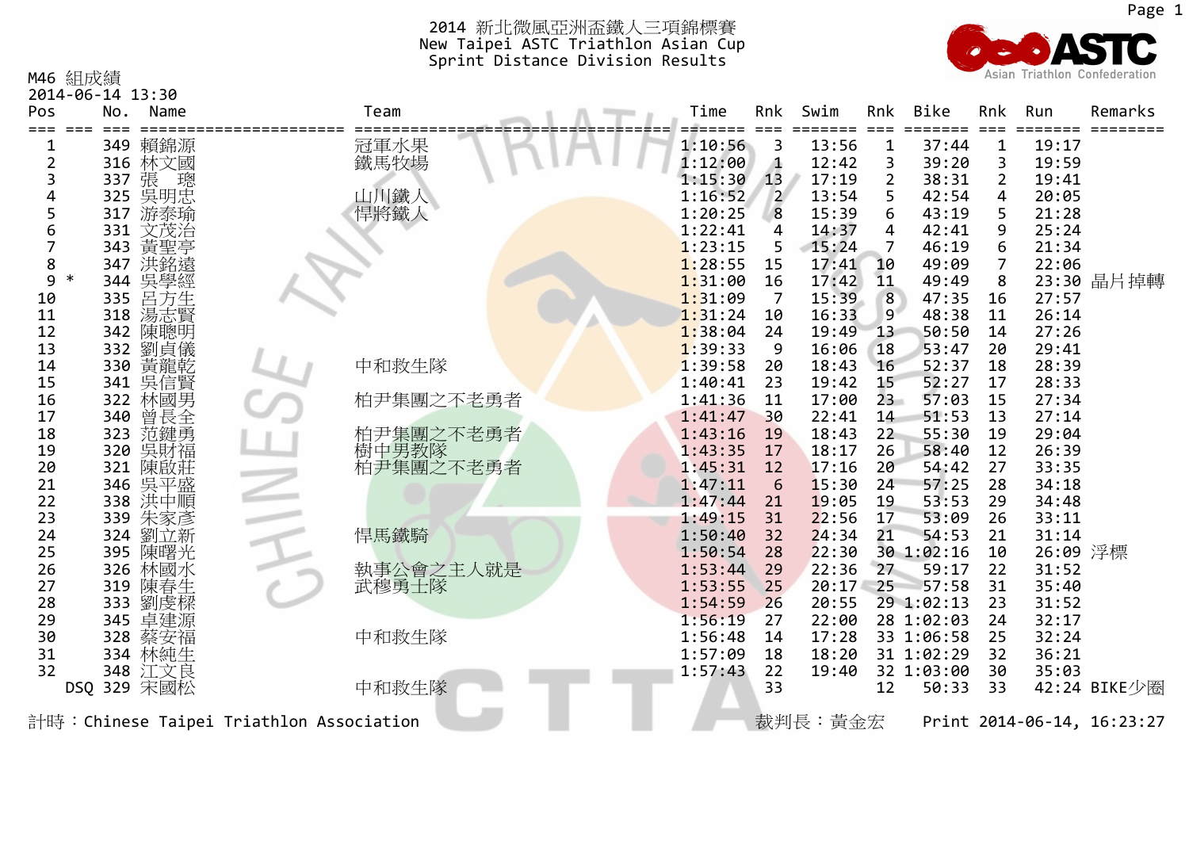# 2014 新北微風亞洲盃鐵人三項錦標賽

## New Taipei ASTC Triathlon Asian Cup

### Sprint Distance Division Results

M46 組成績

2014-06-14 13:30

| Pos | | No. | Name | Team | Time | Rnk | Swim | Rnk | Bike | Rnk | Run | Remarks |
|---|---|---|---|---|---|---|---|---|---|---|---|---|
| 1 | | 349 | 賴錦源 | 冠軍水果 | 1:10:56 | 3 | 13:56 | 1 | 37:44 | 1 | 19:17 | |
| 2 | | 316 | 林文國 | 鐵馬牧場 | 1:12:00 | 1 | 12:42 | 3 | 39:20 | 3 | 19:59 | |
| 3 | | 337 | 張　璁 | | 1:15:30 | 13 | 17:19 | 2 | 38:31 | 2 | 19:41 | |
| 4 | | 325 | 吳明忠 | 山川鐵人 | 1:16:52 | 2 | 13:54 | 5 | 42:54 | 4 | 20:05 | |
| 5 | | 317 | 游泰瑜 | 悍將鐵人 | 1:20:25 | 8 | 15:39 | 6 | 43:19 | 5 | 21:28 | |
| 6 | | 331 | 文茂治 | | 1:22:41 | 4 | 14:37 | 4 | 42:41 | 9 | 25:24 | |
| 7 | | 343 | 黃聖亭 | | 1:23:15 | 5 | 15:24 | 7 | 46:19 | 6 | 21:34 | |
| 8 | | 347 | 洪銘遠 | | 1:28:55 | 15 | 17:41 | 10 | 49:09 | 7 | 22:06 | |
| 9 | * | 344 | 吳學經 | | 1:31:00 | 16 | 17:42 | 11 | 49:49 | 8 | 23:30 | 晶片掉轉 |
| 10 | | 335 | 呂方生 | | 1:31:09 | 7 | 15:39 | 8 | 47:35 | 16 | 27:57 | |
| 11 | | 318 | 湯志賢 | | 1:31:24 | 10 | 16:33 | 9 | 48:38 | 11 | 26:14 | |
| 12 | | 342 | 陳聰明 | | 1:38:04 | 24 | 19:49 | 13 | 50:50 | 14 | 27:26 | |
| 13 | | 332 | 劉貞儀 | | 1:39:33 | 9 | 16:06 | 18 | 53:47 | 20 | 29:41 | |
| 14 | | 330 | 黃龍乾 | 中和救生隊 | 1:39:58 | 20 | 18:43 | 16 | 52:37 | 18 | 28:39 | |
| 15 | | 341 | 吳信賢 | | 1:40:41 | 23 | 19:42 | 15 | 52:27 | 17 | 28:33 | |
| 16 | | 322 | 林國男 | 柏尹集團之不老勇者 | 1:41:36 | 11 | 17:00 | 23 | 57:03 | 15 | 27:34 | |
| 17 | | 340 | 曾長全 | | 1:41:47 | 30 | 22:41 | 14 | 51:53 | 13 | 27:14 | |
| 18 | | 323 | 范鍵勇 | 柏尹集團之不老勇者 | 1:43:16 | 19 | 18:43 | 22 | 55:30 | 19 | 29:04 | |
| 19 | | 320 | 吳財福 | 樹中男教隊 | 1:43:35 | 17 | 18:17 | 26 | 58:40 | 12 | 26:39 | |
| 20 | | 321 | 陳啟莊 | 柏尹集團之不老勇者 | 1:45:31 | 12 | 17:16 | 20 | 54:42 | 27 | 33:35 | |
| 21 | | 346 | 吳平盛 | | 1:47:11 | 6 | 15:30 | 24 | 57:25 | 28 | 34:18 | |
| 22 | | 338 | 洪中順 | | 1:47:44 | 21 | 19:05 | 19 | 53:53 | 29 | 34:48 | |
| 23 | | 339 | 朱家彥 | | 1:49:15 | 31 | 22:56 | 17 | 53:09 | 26 | 33:11 | |
| 24 | | 324 | 劉立新 | 悍馬鐵騎 | 1:50:40 | 32 | 24:34 | 21 | 54:53 | 21 | 31:14 | |
| 25 | | 395 | 陳曙光 | | 1:50:54 | 28 | 22:30 | 30 | 1:02:16 | 10 | 26:09 | 浮標 |
| 26 | | 326 | 林國水 | 執事公會之主人就是 | 1:53:44 | 29 | 22:36 | 27 | 59:17 | 22 | 31:52 | |
| 27 | | 319 | 陳春生 | 武穆勇士隊 | 1:53:55 | 25 | 20:17 | 25 | 57:58 | 31 | 35:40 | |
| 28 | | 333 | 劉虔樑 | | 1:54:59 | 26 | 20:55 | 29 | 1:02:13 | 23 | 31:52 | |
| 29 | | 345 | 卓建源 | | 1:56:19 | 27 | 22:00 | 28 | 1:02:03 | 24 | 32:17 | |
| 30 | | 328 | 蔡安福 | 中和救生隊 | 1:56:48 | 14 | 17:28 | 33 | 1:06:58 | 25 | 32:24 | |
| 31 | | 334 | 林純生 | | 1:57:09 | 18 | 18:20 | 31 | 1:02:29 | 32 | 36:21 | |
| 32 | | 348 | 江文良 | | 1:57:43 | 22 | 19:40 | 32 | 1:03:00 | 30 | 35:03 | |
| | DSQ | 329 | 宋國松 | 中和救生隊 | | 33 | | 12 | 50:33 | 33 | 42:24 | BIKE少圈 |

計時：Chinese Taipei Triathlon Association　　裁判長：黃金宏　　Print 2014-06-14, 16:23:27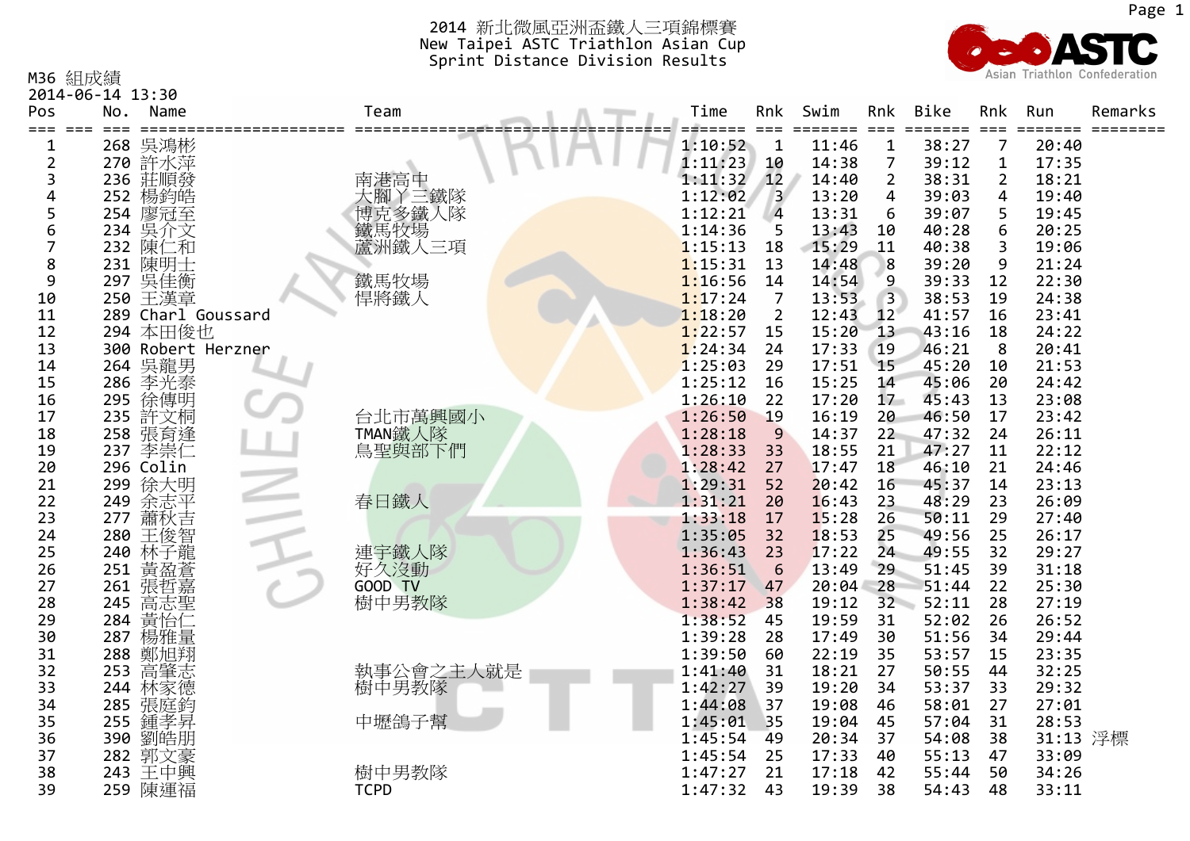# 2014 新北微風亞洲盃鐵人三項錦標賽
# New Taipei ASTC Triathlon Asian Cup
## Sprint Distance Division Results

Asian Triathlon Confederation

M36 組成績
2014-06-14 13:30

| Pos | No. | Name | Team | Time | Rnk | Swim | Rnk | Bike | Rnk | Run | Remarks |
|---|---|---|---|---|---|---|---|---|---|---|---|
| 1 | 268 | 吳鴻彬 | | 1:10:52 | 1 | 11:46 | 1 | 38:27 | 7 | 20:40 | |
| 2 | 270 | 許水萍 | | 1:11:23 | 10 | 14:38 | 7 | 39:12 | 1 | 17:35 | |
| 3 | 236 | 莊順發 | 南港高中 | 1:11:32 | 12 | 14:40 | 2 | 38:31 | 2 | 18:21 | |
| 4 | 252 | 楊鈞皓 | 大腳丫三鐵隊 | 1:12:02 | 3 | 13:20 | 4 | 39:03 | 4 | 19:40 | |
| 5 | 254 | 廖冠至 | 博克多鐵人隊 | 1:12:21 | 4 | 13:31 | 6 | 39:07 | 5 | 19:45 | |
| 6 | 234 | 吳介文 | 鐵馬牧場 | 1:14:36 | 5 | 13:43 | 10 | 40:28 | 6 | 20:25 | |
| 7 | 232 | 陳仁和 | 蘆洲鐵人三項 | 1:15:13 | 18 | 15:29 | 11 | 40:38 | 3 | 19:06 | |
| 8 | 231 | 陳明士 | | 1:15:31 | 13 | 14:48 | 8 | 39:20 | 9 | 21:24 | |
| 9 | 297 | 吳佳衡 | 鐵馬牧場 | 1:16:56 | 14 | 14:54 | 9 | 39:33 | 12 | 22:30 | |
| 10 | 250 | 王漢章 | 悍將鐵人 | 1:17:24 | 7 | 13:53 | 3 | 38:53 | 19 | 24:38 | |
| 11 | 289 | Charl Goussard | | 1:18:20 | 2 | 12:43 | 12 | 41:57 | 16 | 23:41 | |
| 12 | 294 | 本田俊也 | | 1:22:57 | 15 | 15:20 | 13 | 43:16 | 18 | 24:22 | |
| 13 | 300 | Robert Herzner | | 1:24:34 | 24 | 17:33 | 19 | 46:21 | 8 | 20:41 | |
| 14 | 264 | 吳龍男 | | 1:25:03 | 29 | 17:51 | 15 | 45:20 | 10 | 21:53 | |
| 15 | 286 | 李光泰 | | 1:25:12 | 16 | 15:25 | 14 | 45:06 | 20 | 24:42 | |
| 16 | 295 | 徐傳明 | | 1:26:10 | 22 | 17:20 | 17 | 45:43 | 13 | 23:08 | |
| 17 | 235 | 許文桐 | 台北市萬興國小 | 1:26:50 | 19 | 16:19 | 20 | 46:50 | 17 | 23:42 | |
| 18 | 258 | 張育逢 | TMAN鐵人隊 | 1:28:18 | 9 | 14:37 | 22 | 47:32 | 24 | 26:11 | |
| 19 | 237 | 李崇仁 | 鳥聖與部下們 | 1:28:33 | 33 | 18:55 | 21 | 47:27 | 11 | 22:12 | |
| 20 | 296 | Colin | | 1:28:42 | 27 | 17:47 | 18 | 46:10 | 21 | 24:46 | |
| 21 | 299 | 徐大明 | | 1:29:31 | 52 | 20:42 | 16 | 45:37 | 14 | 23:13 | |
| 22 | 249 | 余志平 | 春日鐵人 | 1:31:21 | 20 | 16:43 | 23 | 48:29 | 23 | 26:09 | |
| 23 | 277 | 蕭秋吉 | | 1:33:18 | 17 | 15:28 | 26 | 50:11 | 29 | 27:40 | |
| 24 | 280 | 王俊智 | | 1:35:05 | 32 | 18:53 | 25 | 49:56 | 25 | 26:17 | |
| 25 | 240 | 林子龍 | 連宇鐵人隊 | 1:36:43 | 23 | 17:22 | 24 | 49:55 | 32 | 29:27 | |
| 26 | 251 | 黃盈蒼 | 好久沒動 | 1:36:51 | 6 | 13:49 | 29 | 51:45 | 39 | 31:18 | |
| 27 | 261 | 張哲嘉 | GOOD TV | 1:37:17 | 47 | 20:04 | 28 | 51:44 | 22 | 25:30 | |
| 28 | 245 | 高志聖 | 樹中男教隊 | 1:38:42 | 38 | 19:12 | 32 | 52:11 | 28 | 27:19 | |
| 29 | 284 | 黃怡仁 | | 1:38:52 | 45 | 19:59 | 31 | 52:02 | 26 | 26:52 | |
| 30 | 287 | 楊雅量 | | 1:39:28 | 28 | 17:49 | 30 | 51:56 | 34 | 29:44 | |
| 31 | 288 | 鄭旭翔 | | 1:39:50 | 60 | 22:19 | 35 | 53:57 | 15 | 23:35 | |
| 32 | 253 | 高肇志 | 執事公會之主人就是 | 1:41:40 | 31 | 18:21 | 27 | 50:55 | 44 | 32:25 | |
| 33 | 244 | 林家德 | 樹中男教隊 | 1:42:27 | 39 | 19:20 | 34 | 53:37 | 33 | 29:32 | |
| 34 | 285 | 張庭鈞 | | 1:44:08 | 37 | 19:08 | 46 | 58:01 | 27 | 27:01 | |
| 35 | 255 | 鍾孝昇 | 中壢鴿子幫 | 1:45:01 | 35 | 19:04 | 45 | 57:04 | 31 | 28:53 | |
| 36 | 390 | 劉皓朋 | | 1:45:54 | 49 | 20:34 | 37 | 54:08 | 38 | 31:13 | 浮標 |
| 37 | 282 | 郭文豪 | | 1:45:54 | 25 | 17:33 | 40 | 55:13 | 47 | 33:09 | |
| 38 | 243 | 王中興 | 樹中男教隊 | 1:47:27 | 21 | 17:18 | 42 | 55:44 | 50 | 34:26 | |
| 39 | 259 | 陳運福 | TCPD | 1:47:32 | 43 | 19:39 | 38 | 54:43 | 48 | 33:11 | |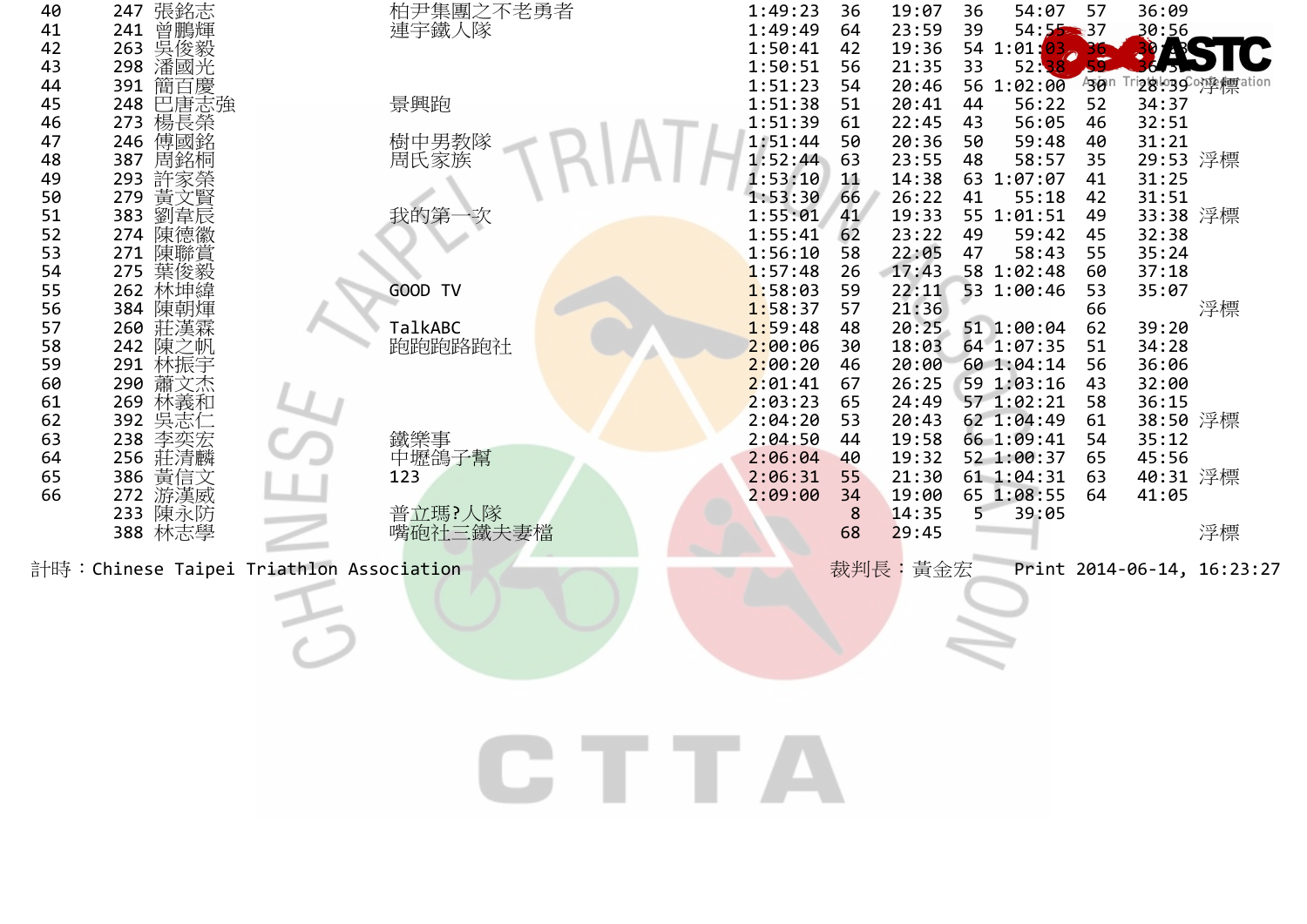| | | | | | | | | | | | |
|---|---|---|---|---|---|---|---|---|---|---|---|
| 40 | 247 | 張銘志 | 柏尹集團之不老勇者 | 1:49:23 | 36 | 19:07 | 36 | 54:07 | 57 | 36:09 | |
| 41 | 241 | 曾鵬輝 | 連宇鐵人隊 | 1:49:49 | 64 | 23:59 | 39 | 54:55 | 37 | 30:56 | |
| 42 | 263 | 吳俊毅 | | 1:50:41 | 42 | 19:36 | 54 | 1:01:03 | 36 | 30:03 | |
| 43 | 298 | 潘國光 | | 1:50:51 | 56 | 21:35 | 33 | 52:38 | 59 | 36:38 | |
| 44 | 391 | 簡百慶 | | 1:51:23 | 54 | 20:46 | 56 | 1:02:00 | 30 | 28:39 | 浮標 |
| 45 | 248 | 巴唐志強 | 景興跑 | 1:51:38 | 51 | 20:41 | 44 | 56:22 | 52 | 34:37 | |
| 46 | 273 | 楊長榮 | | 1:51:39 | 61 | 22:45 | 43 | 56:05 | 46 | 32:51 | |
| 47 | 246 | 傅國銘 | 樹中男教隊 | 1:51:44 | 50 | 20:36 | 50 | 59:48 | 40 | 31:21 | |
| 48 | 387 | 周銘桐 | 周氏家族 | 1:52:44 | 63 | 23:55 | 48 | 58:57 | 35 | 29:53 | 浮標 |
| 49 | 293 | 許家榮 | | 1:53:10 | 11 | 14:38 | 63 | 1:07:07 | 41 | 31:25 | |
| 50 | 279 | 黃文賢 | | 1:53:30 | 66 | 26:22 | 41 | 55:18 | 42 | 31:51 | |
| 51 | 383 | 劉韋辰 | 我的第一次 | 1:55:01 | 41 | 19:33 | 55 | 1:01:51 | 49 | 33:38 | 浮標 |
| 52 | 274 | 陳德徽 | | 1:55:41 | 62 | 23:22 | 49 | 59:42 | 45 | 32:38 | |
| 53 | 271 | 陳聯賞 | | 1:56:10 | 58 | 22:05 | 47 | 58:43 | 55 | 35:24 | |
| 54 | 275 | 葉俊毅 | | 1:57:48 | 26 | 17:43 | 58 | 1:02:48 | 60 | 37:18 | |
| 55 | 262 | 林坤緯 | GOOD TV | 1:58:03 | 59 | 22:11 | 53 | 1:00:46 | 53 | 35:07 | |
| 56 | 384 | 陳朝煇 | | 1:58:37 | 57 | 21:36 | | | 66 | | 浮標 |
| 57 | 260 | 莊漢霖 | TalkABC | 1:59:48 | 48 | 20:25 | 51 | 1:00:04 | 62 | 39:20 | |
| 58 | 242 | 陳之帆 | 跑跑跑路跑社 | 2:00:06 | 30 | 18:03 | 64 | 1:07:35 | 51 | 34:28 | |
| 59 | 291 | 林振宇 | | 2:00:20 | 46 | 20:00 | 60 | 1:04:14 | 56 | 36:06 | |
| 60 | 290 | 蕭文杰 | | 2:01:41 | 67 | 26:25 | 59 | 1:03:16 | 43 | 32:00 | |
| 61 | 269 | 林義和 | | 2:03:23 | 65 | 24:49 | 57 | 1:02:21 | 58 | 36:15 | |
| 62 | 392 | 吳志仁 | | 2:04:20 | 53 | 20:43 | 62 | 1:04:49 | 61 | 38:50 | 浮標 |
| 63 | 238 | 李奕宏 | 鐵樂事 | 2:04:50 | 44 | 19:58 | 66 | 1:09:41 | 54 | 35:12 | |
| 64 | 256 | 莊清麟 | 中壢鴿子幫 | 2:06:04 | 40 | 19:32 | 52 | 1:00:37 | 65 | 45:56 | |
| 65 | 386 | 黃信文 | 123 | 2:06:31 | 55 | 21:30 | 61 | 1:04:31 | 63 | 40:31 | 浮標 |
| 66 | 272 | 游漢威 | | 2:09:00 | 34 | 19:00 | 65 | 1:08:55 | 64 | 41:05 | |
| | 233 | 陳永防 | 普立瑪?人隊 | | 8 | 14:35 | 5 | 39:05 | | | |
| | 388 | 林志學 | 嘴砲社三鐵夫妻檔 | | 68 | 29:45 | | | | | 浮標 |

計時：Chinese Taipei Triathlon Association　　裁判長：黃金宏　　Print 2014-06-14, 16:23:27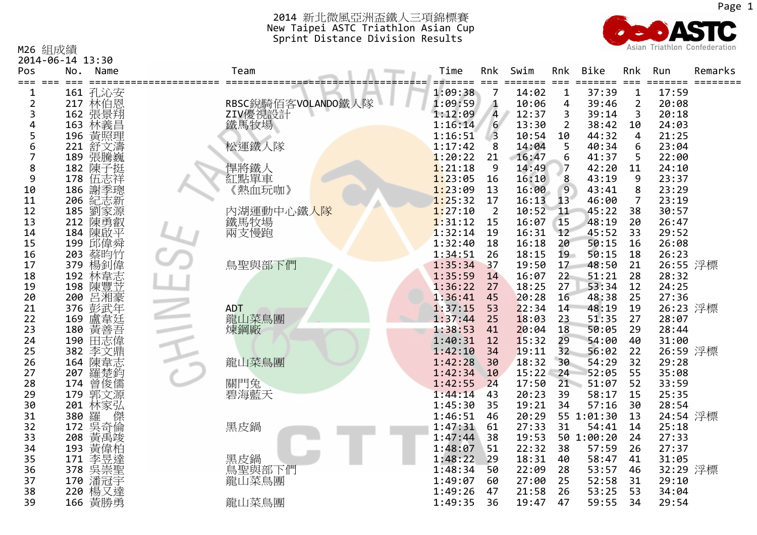# 2014 新北微風亞洲盃鐵人三項錦標賽

## New Taipei ASTC Triathlon Asian Cup

### Sprint Distance Division Results

M26 組成績

2014-06-14 13:30

| Pos | No. | Name | Team | Time | Rnk | Swim | Rnk | Bike | Rnk | Run | Remarks |
|---|---|---|---|---|---|---|---|---|---|---|---|
| 1 | 161 | 孔沁安 | | 1:09:38 | 7 | 14:02 | 1 | 37:39 | 1 | 17:59 | |
| 2 | 217 | 林伯恩 | RBSC銳騎佰客VOLANDO鐵人隊 | 1:09:59 | 1 | 10:06 | 4 | 39:46 | 2 | 20:08 | |
| 3 | 162 | 張景翔 | ZIV優視設計 | 1:12:09 | 4 | 12:37 | 3 | 39:14 | 3 | 20:18 | |
| 4 | 163 | 林義昌 | 鐵馬牧場 | 1:16:14 | 6 | 13:30 | 2 | 38:42 | 10 | 24:03 | |
| 5 | 196 | 黃照理 | | 1:16:51 | 3 | 10:54 | 10 | 44:32 | 4 | 21:25 | |
| 6 | 221 | 舒文濤 | 松運鐵人隊 | 1:17:42 | 8 | 14:04 | 5 | 40:34 | 6 | 23:04 | |
| 7 | 189 | 張騰巍 | | 1:20:22 | 21 | 16:47 | 6 | 41:37 | 5 | 22:00 | |
| 8 | 182 | 陳子挺 | 悍將鐵人 | 1:21:18 | 9 | 14:49 | 7 | 42:20 | 11 | 24:10 | |
| 9 | 178 | 伍志祥 | 紅點單車 | 1:23:05 | 16 | 16:10 | 8 | 43:19 | 9 | 23:37 | |
| 10 | 186 | 謝季璁 | 《熱血玩咖》 | 1:23:09 | 13 | 16:00 | 9 | 43:41 | 8 | 23:29 | |
| 11 | 206 | 紀志新 | | 1:25:32 | 17 | 16:13 | 13 | 46:00 | 7 | 23:19 | |
| 12 | 185 | 劉家源 | 內湖運動中心鐵人隊 | 1:27:10 | 2 | 10:52 | 11 | 45:22 | 38 | 30:57 | |
| 13 | 212 | 陳勇叡 | 鐵馬牧場 | 1:31:12 | 15 | 16:07 | 15 | 48:19 | 20 | 26:47 | |
| 14 | 184 | 陳啟平 | 兩支慢跑 | 1:32:14 | 19 | 16:31 | 12 | 45:52 | 33 | 29:52 | |
| 15 | 199 | 邱偉舜 | | 1:32:40 | 18 | 16:18 | 20 | 50:15 | 16 | 26:08 | |
| 16 | 203 | 蔡昀竹 | | 1:34:51 | 26 | 18:15 | 19 | 50:15 | 18 | 26:23 | |
| 17 | 379 | 楊釗偉 | 鳥聖與部下們 | 1:35:34 | 37 | 19:50 | 17 | 48:50 | 21 | 26:55 | 浮標 |
| 18 | 192 | 林韋志 | | 1:35:59 | 14 | 16:07 | 22 | 51:21 | 28 | 28:32 | |
| 19 | 198 | 陳豐芷 | | 1:36:22 | 27 | 18:25 | 27 | 53:34 | 12 | 24:25 | |
| 20 | 200 | 呂湘豪 | | 1:36:41 | 45 | 20:28 | 16 | 48:38 | 25 | 27:36 | |
| 21 | 376 | 彭武年 | ADT | 1:37:15 | 53 | 22:34 | 14 | 48:19 | 19 | 26:23 | 浮標 |
| 22 | 169 | 盧韋廷 | 龍山菜鳥團 | 1:37:44 | 25 | 18:03 | 23 | 51:35 | 27 | 28:07 | |
| 23 | 180 | 黃善吾 | 煉鋼廠 | 1:38:53 | 41 | 20:04 | 18 | 50:05 | 29 | 28:44 | |
| 24 | 190 | 田志偉 | | 1:40:31 | 12 | 15:32 | 29 | 54:00 | 40 | 31:00 | |
| 25 | 382 | 李文鼎 | | 1:42:10 | 34 | 19:11 | 32 | 56:02 | 22 | 26:59 | 浮標 |
| 26 | 164 | 陳韋志 | 龍山菜鳥團 | 1:42:28 | 30 | 18:32 | 30 | 54:29 | 32 | 29:28 | |
| 27 | 207 | 羅楚鈞 | | 1:42:34 | 10 | 15:22 | 24 | 52:05 | 55 | 35:08 | |
| 28 | 174 | 曾俊儒 | 關門兔 | 1:42:55 | 24 | 17:50 | 21 | 51:07 | 52 | 33:59 | |
| 29 | 179 | 郭文源 | 碧海藍天 | 1:44:14 | 43 | 20:23 | 39 | 58:17 | 15 | 25:35 | |
| 30 | 201 | 林家弘 | | 1:45:30 | 35 | 19:21 | 34 | 57:16 | 30 | 28:54 | |
| 31 | 380 | 羅 傑 | | 1:46:51 | 46 | 20:29 | 55 | 1:01:30 | 13 | 24:54 | 浮標 |
| 32 | 172 | 吳奇倫 | 黑皮鍋 | 1:47:31 | 61 | 27:33 | 31 | 54:41 | 14 | 25:18 | |
| 33 | 208 | 黃禹竣 | | 1:47:44 | 38 | 19:53 | 50 | 1:00:20 | 24 | 27:33 | |
| 34 | 193 | 黃偉柏 | | 1:48:07 | 51 | 22:32 | 38 | 57:59 | 26 | 27:37 | |
| 35 | 171 | 李昱達 | 黑皮鍋 | 1:48:22 | 29 | 18:31 | 40 | 58:47 | 41 | 31:05 | |
| 36 | 378 | 吳崇聖 | 鳥聖與部下們 | 1:48:34 | 50 | 22:09 | 28 | 53:57 | 46 | 32:29 | 浮標 |
| 37 | 170 | 潘冠宇 | 龍山菜鳥團 | 1:49:07 | 60 | 27:00 | 25 | 52:58 | 31 | 29:10 | |
| 38 | 220 | 楊又達 | | 1:49:26 | 47 | 21:58 | 26 | 53:25 | 53 | 34:04 | |
| 39 | 166 | 黃勝勇 | 龍山菜鳥團 | 1:49:35 | 36 | 19:47 | 47 | 59:55 | 34 | 29:54 | |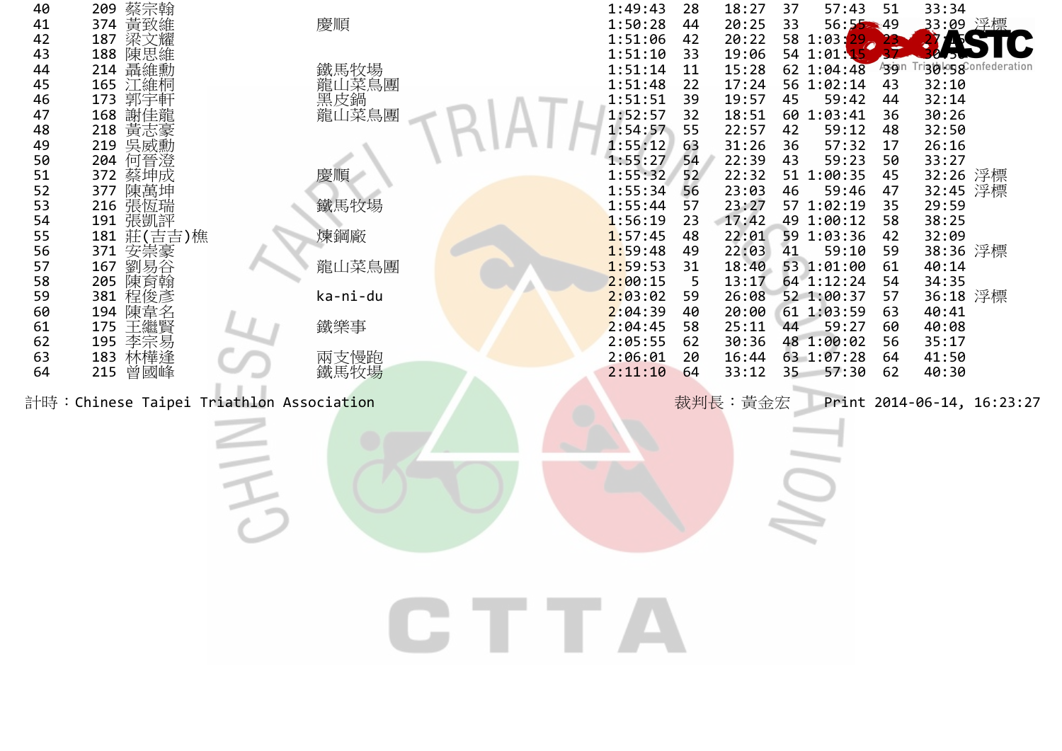| 40 | 209 | 蔡宗翰 | | 1:49:43 | 28 | 18:27 | 37 | 57:43 | 51 | 33:34 | |
|---|---|---|---|---|---|---|---|---|---|---|---|
| 41 | 374 | 黃致維 | 慶順 | 1:50:28 | 44 | 20:25 | 33 | 56:55 | 49 | 33:09 | 浮標 |
| 42 | 187 | 梁文耀 | | 1:51:06 | 42 | 20:22 | 58 | 1:03:29 | 23 | 27:15 | |
| 43 | 188 | 陳思維 | | 1:51:10 | 33 | 19:06 | 54 | 1:01:15 | 37 | 30:50 | |
| 44 | 214 | 聶維勳 | 鐵馬牧場 | 1:51:14 | 11 | 15:28 | 62 | 1:04:48 | 39 | 30:58 | |
| 45 | 165 | 江維桐 | 龍山菜鳥團 | 1:51:48 | 22 | 17:24 | 56 | 1:02:14 | 43 | 32:10 | |
| 46 | 173 | 郭宇軒 | 黑皮鍋 | 1:51:51 | 39 | 19:57 | 45 | 59:42 | 44 | 32:14 | |
| 47 | 168 | 謝佳龍 | 龍山菜鳥團 | 1:52:57 | 32 | 18:51 | 60 | 1:03:41 | 36 | 30:26 | |
| 48 | 218 | 黃志豪 | | 1:54:57 | 55 | 22:57 | 42 | 59:12 | 48 | 32:50 | |
| 49 | 219 | 吳威勳 | | 1:55:12 | 63 | 31:26 | 36 | 57:32 | 17 | 26:16 | |
| 50 | 204 | 何晉澄 | | 1:55:27 | 54 | 22:39 | 43 | 59:23 | 50 | 33:27 | |
| 51 | 372 | 蔡坤成 | 慶順 | 1:55:32 | 52 | 22:32 | 51 | 1:00:35 | 45 | 32:26 | 浮標 |
| 52 | 377 | 陳萬坤 | | 1:55:34 | 56 | 23:03 | 46 | 59:46 | 47 | 32:45 | 浮標 |
| 53 | 216 | 張恆瑞 | 鐵馬牧場 | 1:55:44 | 57 | 23:27 | 57 | 1:02:19 | 35 | 29:59 | |
| 54 | 191 | 張凱評 | | 1:56:19 | 23 | 17:42 | 49 | 1:00:12 | 58 | 38:25 | |
| 55 | 181 | 莊(吉吉)樵 | 煉鋼廠 | 1:57:45 | 48 | 22:01 | 59 | 1:03:36 | 42 | 32:09 | |
| 56 | 371 | 安崇豪 | | 1:59:48 | 49 | 22:03 | 41 | 59:10 | 59 | 38:36 | 浮標 |
| 57 | 167 | 劉易谷 | 龍山菜鳥團 | 1:59:53 | 31 | 18:40 | 53 | 1:01:00 | 61 | 40:14 | |
| 58 | 205 | 陳育翰 | | 2:00:15 | 5 | 13:17 | 64 | 1:12:24 | 54 | 34:35 | |
| 59 | 381 | 程俊彥 | ka-ni-du | 2:03:02 | 59 | 26:08 | 52 | 1:00:37 | 57 | 36:18 | 浮標 |
| 60 | 194 | 陳韋名 | | 2:04:39 | 40 | 20:00 | 61 | 1:03:59 | 63 | 40:41 | |
| 61 | 175 | 王繼賢 | 鐵樂事 | 2:04:45 | 58 | 25:11 | 44 | 59:27 | 60 | 40:08 | |
| 62 | 195 | 李宗易 | | 2:05:55 | 62 | 30:36 | 48 | 1:00:02 | 56 | 35:17 | |
| 63 | 183 | 林樺逢 | 兩支慢跑 | 2:06:01 | 20 | 16:44 | 63 | 1:07:28 | 64 | 41:50 | |
| 64 | 215 | 曾國峰 | 鐵馬牧場 | 2:11:10 | 64 | 33:12 | 35 | 57:30 | 62 | 40:30 | |

計時：Chinese Taipei Triathlon Association　　裁判長：黃金宏　　Print 2014-06-14, 16:23:27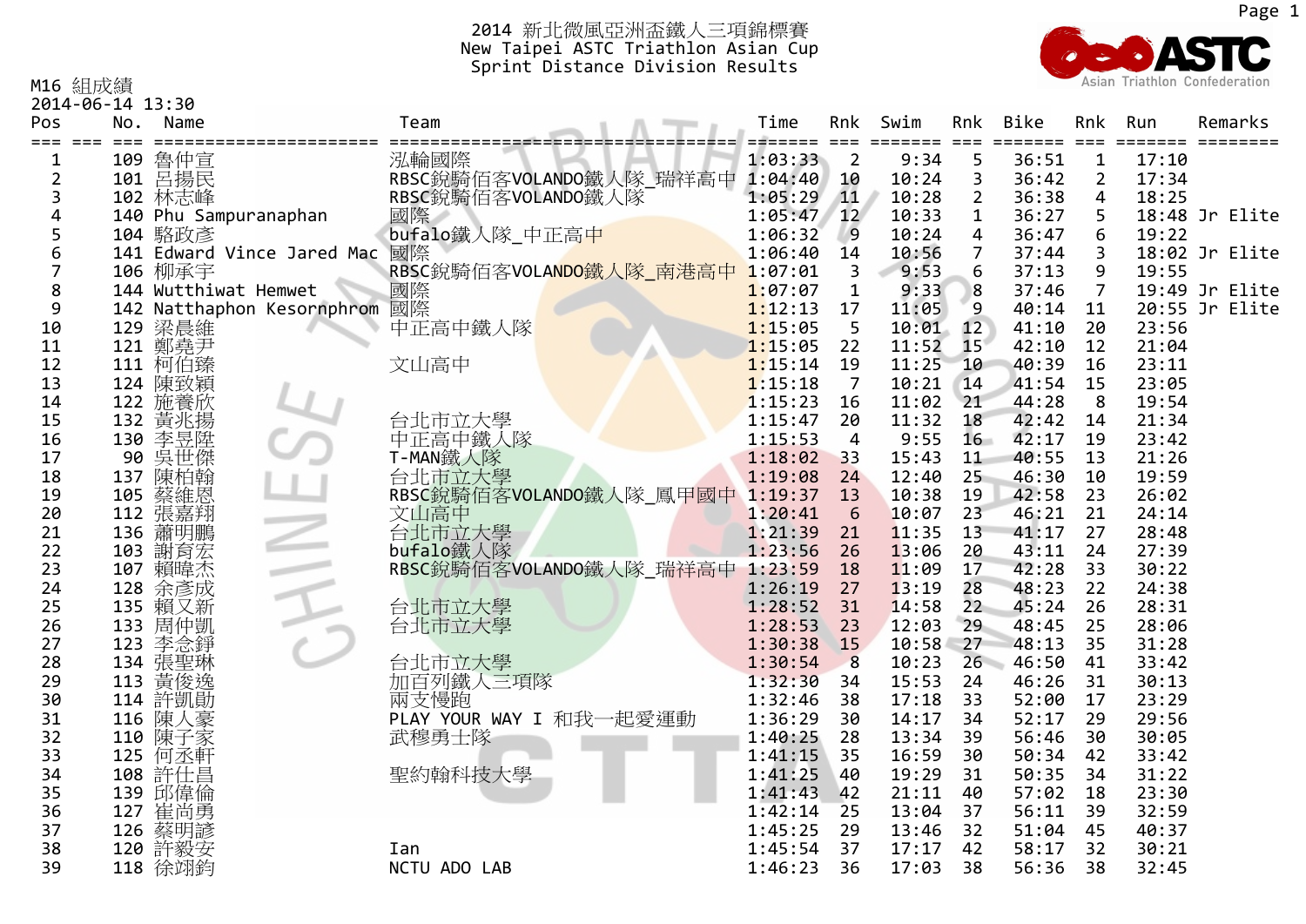# 2014 新北微風亞洲盃鐵人三項錦標賽
## New Taipei ASTC Triathlon Asian Cup
### Sprint Distance Division Results

M16 組成績
2014-06-14 13:30

| Pos | No. | Name | Team | Time | Rnk | Swim | Rnk | Bike | Rnk | Run | Remarks |
|---|---|---|---|---|---|---|---|---|---|---|---|
| 1 | 109 | 魯仲宣 | 泓輪國際 | 1:03:33 | 2 | 9:34 | 5 | 36:51 | 1 | 17:10 | |
| 2 | 101 | 呂揚民 | RBSC銳騎佰客VOLANDO鐵人隊_瑞祥高中 | 1:04:40 | 10 | 10:24 | 3 | 36:42 | 2 | 17:34 | |
| 3 | 102 | 林志峰 | RBSC銳騎佰客VOLANDO鐵人隊 | 1:05:29 | 11 | 10:28 | 2 | 36:38 | 4 | 18:25 | |
| 4 | 140 | Phu Sampuranaphan | 國際 | 1:05:47 | 12 | 10:33 | 1 | 36:27 | 5 | 18:48 | Jr Elite |
| 5 | 104 | 駱政彥 | bufalo鐵人隊_中正高中 | 1:06:32 | 9 | 10:24 | 4 | 36:47 | 6 | 19:22 | |
| 6 | 141 | Edward Vince Jared Mac | 國際 | 1:06:40 | 14 | 10:56 | 7 | 37:44 | 3 | 18:02 | Jr Elite |
| 7 | 106 | 柳承宇 | RBSC銳騎佰客VOLANDO鐵人隊_南港高中 | 1:07:01 | 3 | 9:53 | 6 | 37:13 | 9 | 19:55 | |
| 8 | 144 | Wutthiwat Hemwet | 國際 | 1:07:07 | 1 | 9:33 | 8 | 37:46 | 7 | 19:49 | Jr Elite |
| 9 | 142 | Natthaphon Kesornphrom | 國際 | 1:12:13 | 17 | 11:05 | 9 | 40:14 | 11 | 20:55 | Jr Elite |
| 10 | 129 | 梁晨維 | 中正高中鐵人隊 | 1:15:05 | 5 | 10:01 | 12 | 41:10 | 20 | 23:56 | |
| 11 | 121 | 鄭堯尹 | | 1:15:05 | 22 | 11:52 | 15 | 42:10 | 12 | 21:04 | |
| 12 | 111 | 柯伯臻 | 文山高中 | 1:15:14 | 19 | 11:25 | 10 | 40:39 | 16 | 23:11 | |
| 13 | 124 | 陳致穎 | | 1:15:18 | 7 | 10:21 | 14 | 41:54 | 15 | 23:05 | |
| 14 | 122 | 施養欣 | | 1:15:23 | 16 | 11:02 | 21 | 44:28 | 8 | 19:54 | |
| 15 | 132 | 黃兆揚 | 台北市立大學 | 1:15:47 | 20 | 11:32 | 18 | 42:42 | 14 | 21:34 | |
| 16 | 130 | 李昱陞 | 中正高中鐵人隊 | 1:15:53 | 4 | 9:55 | 16 | 42:17 | 19 | 23:42 | |
| 17 | 90 | 吳世傑 | T-MAN鐵人隊 | 1:18:02 | 33 | 15:43 | 11 | 40:55 | 13 | 21:26 | |
| 18 | 137 | 陳柏翰 | 台北市立大學 | 1:19:08 | 24 | 12:40 | 25 | 46:30 | 10 | 19:59 | |
| 19 | 105 | 蔡維恩 | RBSC銳騎佰客VOLANDO鐵人隊_鳳甲國中 | 1:19:37 | 13 | 10:38 | 19 | 42:58 | 23 | 26:02 | |
| 20 | 112 | 張嘉翔 | 文山高中 | 1:20:41 | 6 | 10:07 | 23 | 46:21 | 21 | 24:14 | |
| 21 | 136 | 蕭明鵬 | 台北市立大學 | 1:21:39 | 21 | 11:35 | 13 | 41:17 | 27 | 28:48 | |
| 22 | 103 | 謝育宏 | bufalo鐵人隊 | 1:23:56 | 26 | 13:06 | 20 | 43:11 | 24 | 27:39 | |
| 23 | 107 | 賴暐杰 | RBSC銳騎佰客VOLANDO鐵人隊_瑞祥高中 | 1:23:59 | 18 | 11:09 | 17 | 42:28 | 33 | 30:22 | |
| 24 | 128 | 余彥成 | | 1:26:19 | 27 | 13:19 | 28 | 48:23 | 22 | 24:38 | |
| 25 | 135 | 賴又新 | 台北市立大學 | 1:28:52 | 31 | 14:58 | 22 | 45:24 | 26 | 28:31 | |
| 26 | 133 | 周仲凱 | 台北市立大學 | 1:28:53 | 23 | 12:03 | 29 | 48:45 | 25 | 28:06 | |
| 27 | 123 | 李念錚 | | 1:30:38 | 15 | 10:58 | 27 | 48:13 | 35 | 31:28 | |
| 28 | 134 | 張聖琳 | 台北市立大學 | 1:30:54 | 8 | 10:23 | 26 | 46:50 | 41 | 33:42 | |
| 29 | 113 | 黃俊逸 | 加百列鐵人三項隊 | 1:32:30 | 34 | 15:53 | 24 | 46:26 | 31 | 30:13 | |
| 30 | 114 | 許凱勛 | 兩支慢跑 | 1:32:46 | 38 | 17:18 | 33 | 52:00 | 17 | 23:29 | |
| 31 | 116 | 陳人豪 | PLAY YOUR WAY I 和我一起愛運動 | 1:36:29 | 30 | 14:17 | 34 | 52:17 | 29 | 29:56 | |
| 32 | 110 | 陳子家 | 武穆勇士隊 | 1:40:25 | 28 | 13:34 | 39 | 56:46 | 30 | 30:05 | |
| 33 | 125 | 何丞軒 | | 1:41:15 | 35 | 16:59 | 30 | 50:34 | 42 | 33:42 | |
| 34 | 108 | 許仕昌 | 聖約翰科技大學 | 1:41:25 | 40 | 19:29 | 31 | 50:35 | 34 | 31:22 | |
| 35 | 139 | 邱偉倫 | | 1:41:43 | 42 | 21:11 | 40 | 57:02 | 18 | 23:30 | |
| 36 | 127 | 崔尚勇 | | 1:42:14 | 25 | 13:04 | 37 | 56:11 | 39 | 32:59 | |
| 37 | 126 | 蔡明諺 | | 1:45:25 | 29 | 13:46 | 32 | 51:04 | 45 | 40:37 | |
| 38 | 120 | 許毅安 | Ian | 1:45:54 | 37 | 17:17 | 42 | 58:17 | 32 | 30:21 | |
| 39 | 118 | 徐翊鈞 | NCTU ADO LAB | 1:46:23 | 36 | 17:03 | 38 | 56:36 | 38 | 32:45 | |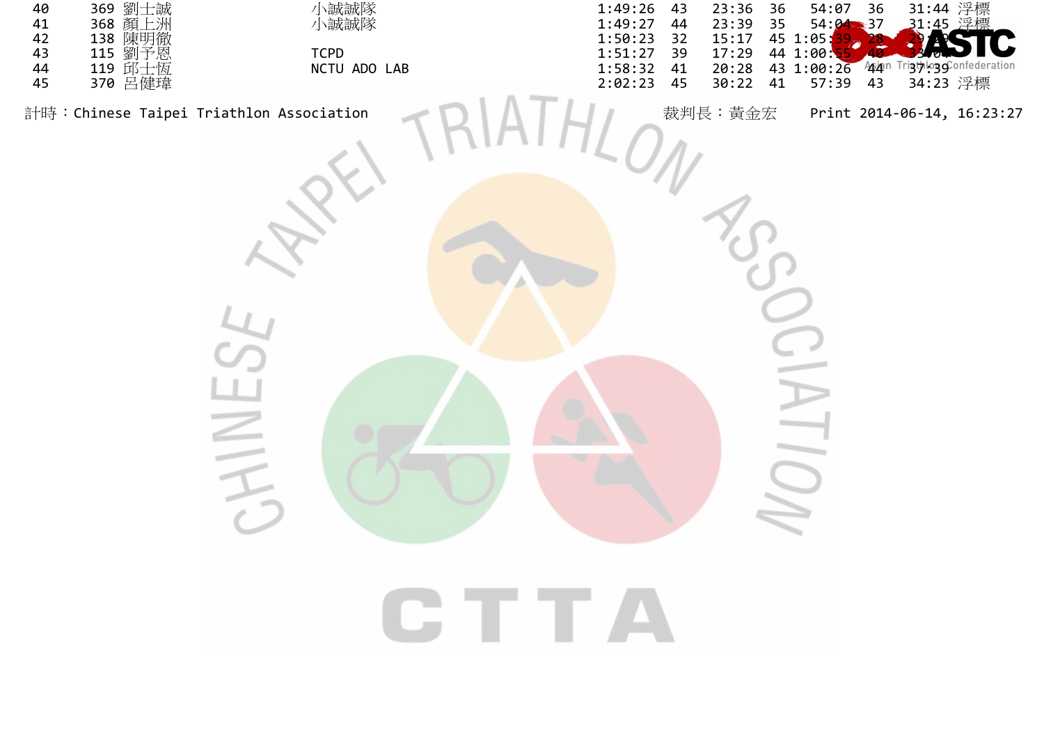| | | | | | | | | | | | |
|---|---|---|---|---|---|---|---|---|---|---|---|
| 40 | 369 | 劉士誠 | 小誠誠隊 | 1:49:26 | 43 | 23:36 | 36 | 54:07 | 36 | 31:44 | 浮標 |
| 41 | 368 | 顏上洲 | 小誠誠隊 | 1:49:27 | 44 | 23:39 | 35 | 54:04 | 37 | 31:45 | 浮標 |
| 42 | 138 | 陳明徹 | | 1:50:23 | 32 | 15:17 | 45 | 1:05:39 | 28 | 29:28 | |
| 43 | 115 | 劉予恩 | TCPD | 1:51:27 | 39 | 17:29 | 44 | 1:00:55 | 40 | 33:04 | |
| 44 | 119 | 邱士恆 | NCTU ADO LAB | 1:58:32 | 41 | 20:28 | 43 | 1:00:26 | 44 | 37:39 | |
| 45 | 370 | 呂健瑋 | | 2:02:23 | 45 | 30:22 | 41 | 57:39 | 43 | 34:23 | 浮標 |

計時：Chinese Taipei Triathlon Association　　裁判長：黃金宏　　Print 2014-06-14, 16:23:27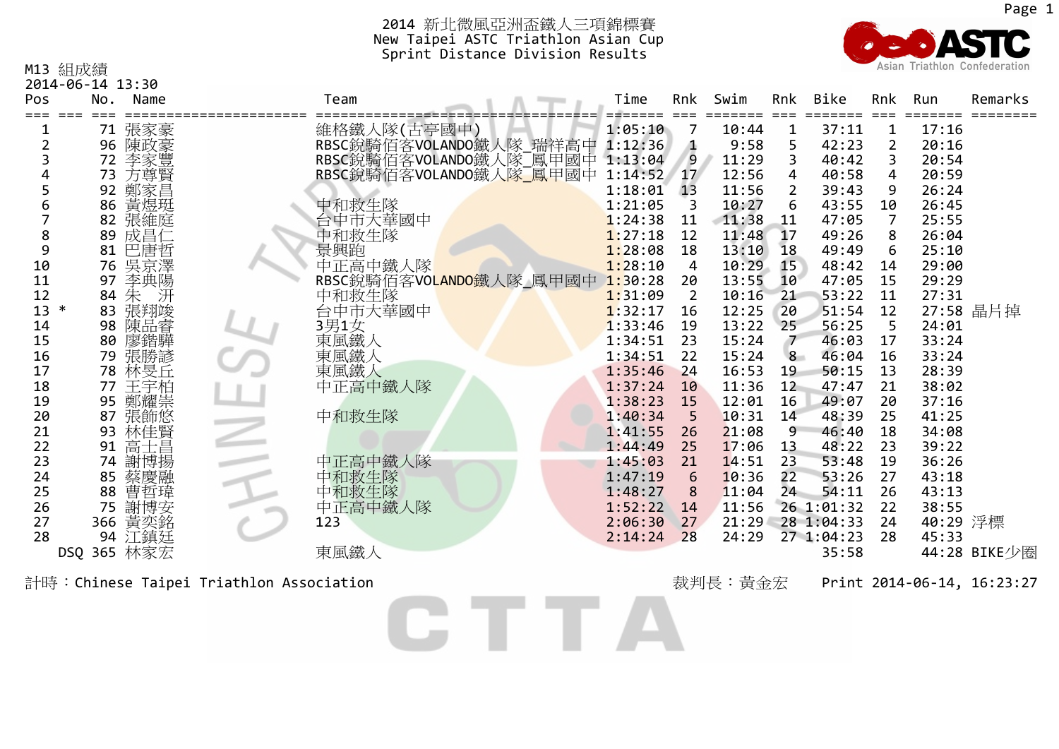# 2014 新北微風亞洲盃鐵人三項錦標賽

New Taipei ASTC Triathlon Asian Cup

Sprint Distance Division Results

M13 組成績

2014-06-14 13:30

| Pos | | No. | Name | Team | Time | Rnk | Swim | Rnk | Bike | Rnk | Run | Remarks |
|---|---|---|---|---|---|---|---|---|---|---|---|---|
| 1 | | 71 | 張家豪 | 維格鐵人隊(古亭國中) | 1:05:10 | 7 | 10:44 | 1 | 37:11 | 1 | 17:16 | |
| 2 | | 96 | 陳政豪 | RBSC銳騎佰客VOLANDO鐵人隊_瑞祥高中 | 1:12:36 | 1 | 9:58 | 5 | 42:23 | 2 | 20:16 | |
| 3 | | 72 | 李家豐 | RBSC銳騎佰客VOLANDO鐵人隊_鳳甲國中 | 1:13:04 | 9 | 11:29 | 3 | 40:42 | 3 | 20:54 | |
| 4 | | 73 | 方尊賢 | RBSC銳騎佰客VOLANDO鐵人隊_鳳甲國中 | 1:14:52 | 17 | 12:56 | 4 | 40:58 | 4 | 20:59 | |
| 5 | | 92 | 鄭家昌 | | 1:18:01 | 13 | 11:56 | 2 | 39:43 | 9 | 26:24 | |
| 6 | | 86 | 黃煜珽 | 中和救生隊 | 1:21:05 | 3 | 10:27 | 6 | 43:55 | 10 | 26:45 | |
| 7 | | 82 | 張維庭 | 台中市大華國中 | 1:24:38 | 11 | 11:38 | 11 | 47:05 | 7 | 25:55 | |
| 8 | | 89 | 成昌仁 | 中和救生隊 | 1:27:18 | 12 | 11:48 | 17 | 49:26 | 8 | 26:04 | |
| 9 | | 81 | 巴唐哲 | 景興跑 | 1:28:08 | 18 | 13:10 | 18 | 49:49 | 6 | 25:10 | |
| 10 | | 76 | 吳京澤 | 中正高中鐵人隊 | 1:28:10 | 4 | 10:29 | 15 | 48:42 | 14 | 29:00 | |
| 11 | | 97 | 李典陽 | RBSC銳騎佰客VOLANDO鐵人隊_鳳甲國中 | 1:30:28 | 20 | 13:55 | 10 | 47:05 | 15 | 29:29 | |
| 12 | | 84 | 朱 汧 | 中和救生隊 | 1:31:09 | 2 | 10:16 | 21 | 53:22 | 11 | 27:31 | |
| 13 | * | 83 | 張翔竣 | 台中市大華國中 | 1:32:17 | 16 | 12:25 | 20 | 51:54 | 12 | 27:58 | 晶片掉 |
| 14 | | 98 | 陳品睿 | 3男1女 | 1:33:46 | 19 | 13:22 | 25 | 56:25 | 5 | 24:01 | |
| 15 | | 80 | 廖鍇驊 | 東風鐵人 | 1:34:51 | 23 | 15:24 | 7 | 46:03 | 17 | 33:24 | |
| 16 | | 79 | 張勝諺 | 東風鐵人 | 1:34:51 | 22 | 15:24 | 8 | 46:04 | 16 | 33:24 | |
| 17 | | 78 | 林旻丘 | 東風鐵人 | 1:35:46 | 24 | 16:53 | 19 | 50:15 | 13 | 28:39 | |
| 18 | | 77 | 王宇柏 | 中正高中鐵人隊 | 1:37:24 | 10 | 11:36 | 12 | 47:47 | 21 | 38:02 | |
| 19 | | 95 | 鄭耀崇 | | 1:38:23 | 15 | 12:01 | 16 | 49:07 | 20 | 37:16 | |
| 20 | | 87 | 張飾悠 | 中和救生隊 | 1:40:34 | 5 | 10:31 | 14 | 48:39 | 25 | 41:25 | |
| 21 | | 93 | 林佳賢 | | 1:41:55 | 26 | 21:08 | 9 | 46:40 | 18 | 34:08 | |
| 22 | | 91 | 高士昌 | | 1:44:49 | 25 | 17:06 | 13 | 48:22 | 23 | 39:22 | |
| 23 | | 74 | 謝博揚 | 中正高中鐵人隊 | 1:45:03 | 21 | 14:51 | 23 | 53:48 | 19 | 36:26 | |
| 24 | | 85 | 蔡慶融 | 中和救生隊 | 1:47:19 | 6 | 10:36 | 22 | 53:26 | 27 | 43:18 | |
| 25 | | 88 | 曹哲瑋 | 中和救生隊 | 1:48:27 | 8 | 11:04 | 24 | 54:11 | 26 | 43:13 | |
| 26 | | 75 | 謝博安 | 中正高中鐵人隊 | 1:52:22 | 14 | 11:56 | 26 | 1:01:32 | 22 | 38:55 | |
| 27 | | 366 | 黃奕銘 | 123 | 2:06:30 | 27 | 21:29 | 28 | 1:04:33 | 24 | 40:29 | 浮標 |
| 28 | | 94 | 江鎮廷 | | 2:14:24 | 28 | 24:29 | 27 | 1:04:23 | 28 | 45:33 | |
| DSQ | | 365 | 林家宏 | 東風鐵人 | | | | | 35:58 | | 44:28 | BIKE少圈 |

計時：Chinese Taipei Triathlon Association　　裁判長：黃金宏　　Print 2014-06-14, 16:23:27